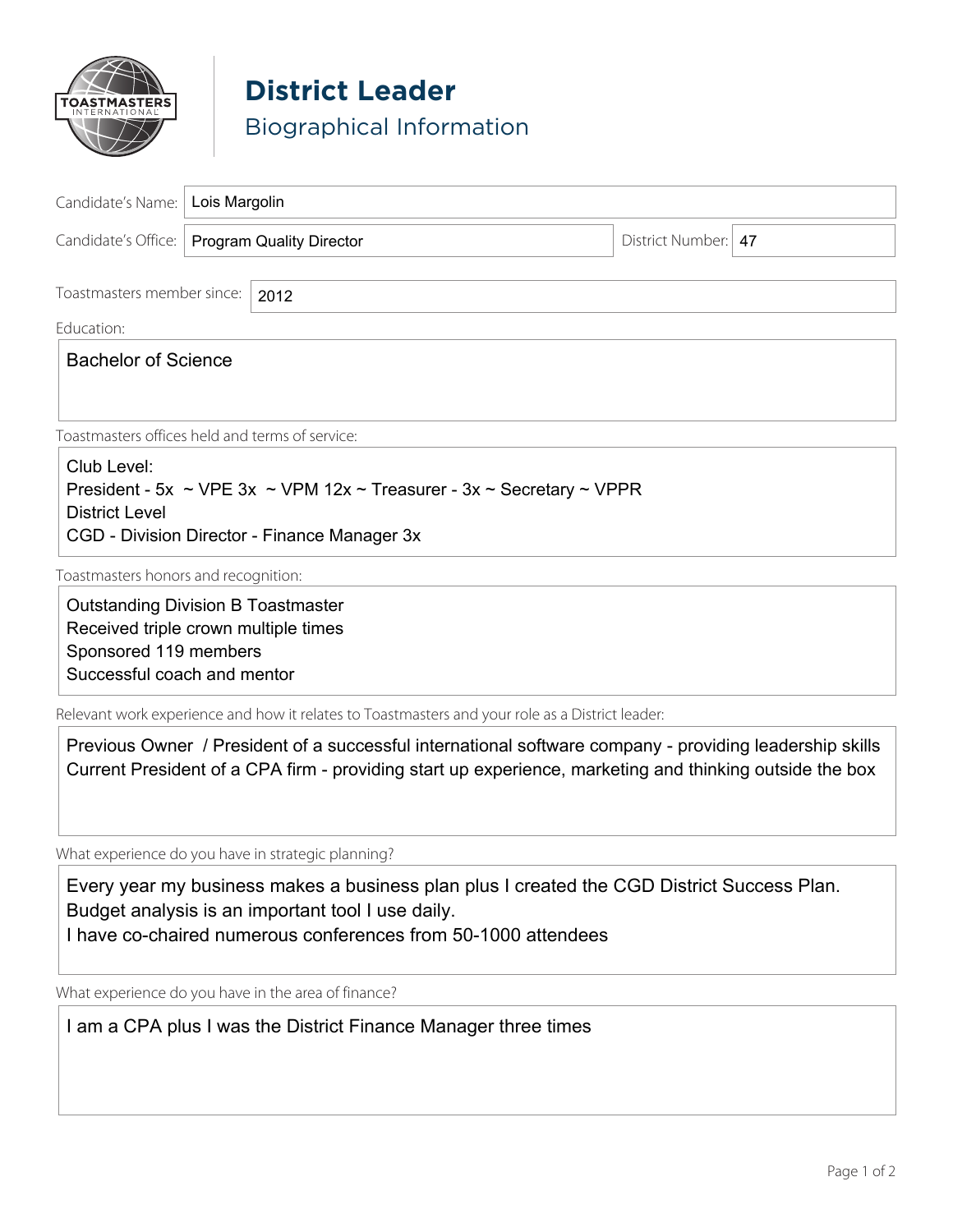# District Leader

## Biographical Information

**Candidate's Name:** Lois Margolin

**Candidate's Office:** Program Quality Director

**District Number:** 47

**Toastmasters member since:** 2012

**Education:**

Bachelor of Science

**Toastmasters offices held and terms of service:**

Club Level:
President - 5x ~ VPE 3x ~ VPM 12x ~ Treasurer - 3x ~ Secretary ~ VPPR
District Level
CGD - Division Director - Finance Manager 3x

**Toastmasters honors and recognition:**

Outstanding Division B Toastmaster
Received triple crown multiple times
Sponsored 119 members
Successful coach and mentor

**Relevant work experience and how it relates to Toastmasters and your role as a District leader:**

Previous Owner / President of a successful international software company - providing leadership skills
Current President of a CPA firm - providing start up experience, marketing and thinking outside the box

**What experience do you have in strategic planning?**

Every year my business makes a business plan plus I created the CGD District Success Plan.
Budget analysis is an important tool I use daily.
I have co-chaired numerous conferences from 50-1000 attendees

**What experience do you have in the area of finance?**

I am a CPA plus I was the District Finance Manager three times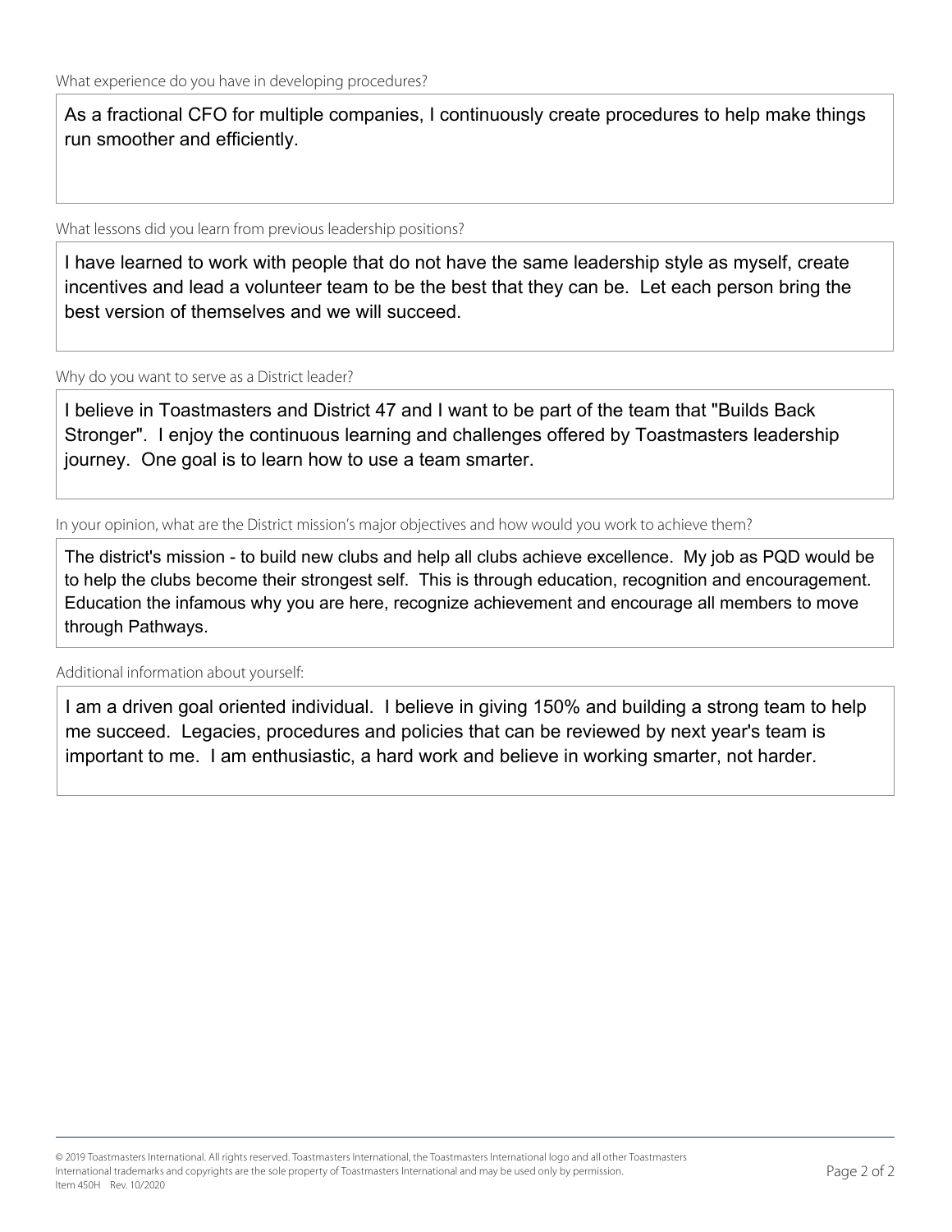What experience do you have in developing procedures?

As a fractional CFO for multiple companies, I continuously create procedures to help make things run smoother and efficiently.

What lessons did you learn from previous leadership positions?

I have learned to work with people that do not have the same leadership style as myself, create incentives and lead a volunteer team to be the best that they can be. Let each person bring the best version of themselves and we will succeed.

Why do you want to serve as a District leader?

I believe in Toastmasters and District 47 and I want to be part of the team that "Builds Back Stronger". I enjoy the continuous learning and challenges offered by Toastmasters leadership journey. One goal is to learn how to use a team smarter.

In your opinion, what are the District mission's major objectives and how would you work to achieve them?

The district's mission - to build new clubs and help all clubs achieve excellence. My job as PQD would be to help the clubs become their strongest self. This is through education, recognition and encouragement. Education the infamous why you are here, recognize achievement and encourage all members to move through Pathways.

Additional information about yourself:

I am a driven goal oriented individual. I believe in giving 150% and building a strong team to help me succeed. Legacies, procedures and policies that can be reviewed by next year's team is important to me. I am enthusiastic, a hard work and believe in working smarter, not harder.

© 2019 Toastmasters International. All rights reserved. Toastmasters International, the Toastmasters International logo and all other Toastmasters International trademarks and copyrights are the sole property of Toastmasters International and may be used only by permission.
Item 450H Rev. 10/2020